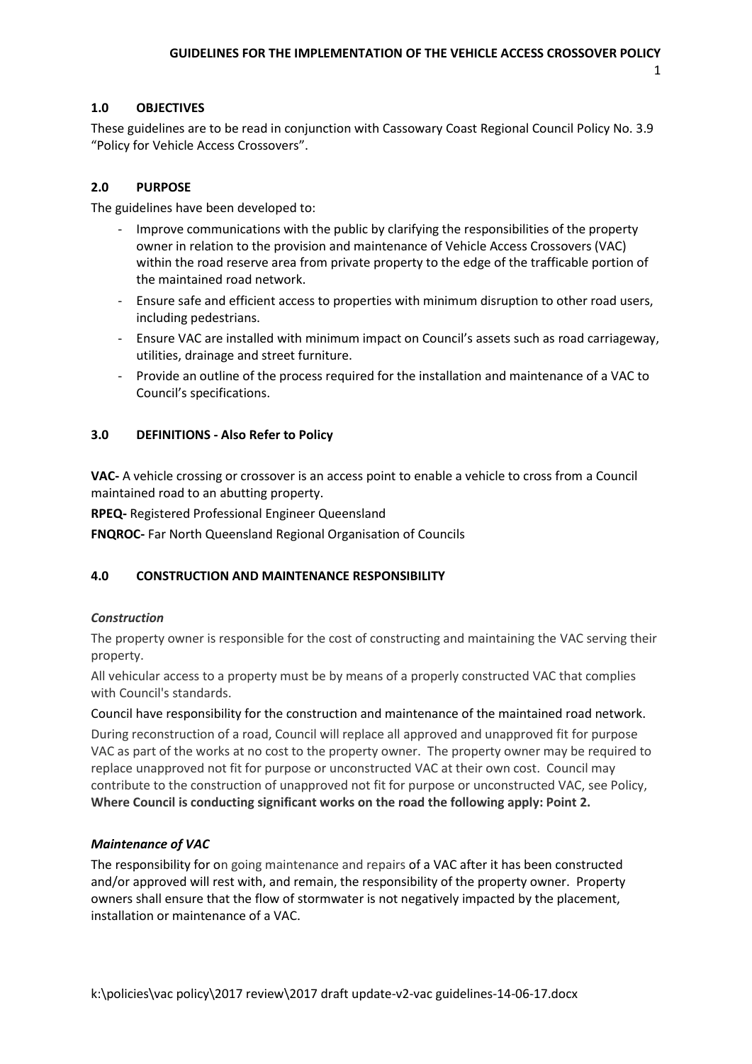## 1.0 OBJECTIVES

These guidelines are to be read in conjunction with Cassowary Coast Regional Council Policy No. 3.9 "Policy for Vehicle Access Crossovers".

## 2.0 PURPOSE

The guidelines have been developed to:

- Improve communications with the public by clarifying the responsibilities of the property owner in relation to the provision and maintenance of Vehicle Access Crossovers (VAC) within the road reserve area from private property to the edge of the trafficable portion of the maintained road network.
- Ensure safe and efficient access to properties with minimum disruption to other road users, including pedestrians.
- Ensure VAC are installed with minimum impact on Council's assets such as road carriageway, utilities, drainage and street furniture.
- Provide an outline of the process required for the installation and maintenance of a VAC to Council's specifications.

## 3.0 DEFINITIONS - Also Refer to Policy

**VAC-** A vehicle crossing or crossover is an access point to enable a vehicle to cross from a Council maintained road to an abutting property.

**RPEQ-** Registered Professional Engineer Queensland

**FNQROC-** Far North Queensland Regional Organisation of Councils

## 4.0 CONSTRUCTION AND MAINTENANCE RESPONSIBILITY

### *Construction*

The property owner is responsible for the cost of constructing and maintaining the VAC serving their property.

All vehicular access to a property must be by means of a properly constructed VAC that complies with Council's standards.

Council have responsibility for the construction and maintenance of the maintained road network.

During reconstruction of a road, Council will replace all approved and unapproved fit for purpose VAC as part of the works at no cost to the property owner. The property owner may be required to replace unapproved not fit for purpose or unconstructed VAC at their own cost. Council may contribute to the construction of unapproved not fit for purpose or unconstructed VAC, see Policy, **Where Council is conducting significant works on the road the following apply: Point 2.**

### *Maintenance of VAC*

The responsibility for on going maintenance and repairs of a VAC after it has been constructed and/or approved will rest with, and remain, the responsibility of the property owner. Property owners shall ensure that the flow of stormwater is not negatively impacted by the placement, installation or maintenance of a VAC.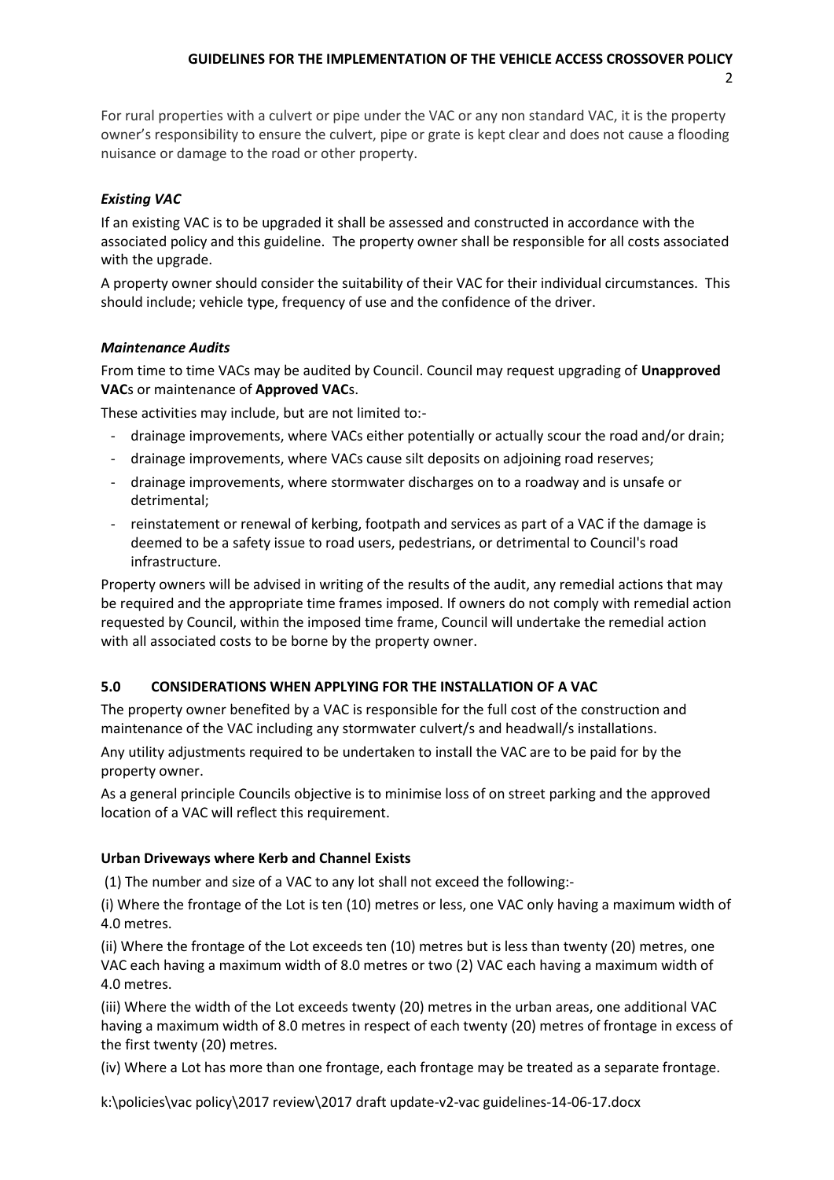For rural properties with a culvert or pipe under the VAC or any non standard VAC, it is the property owner's responsibility to ensure the culvert, pipe or grate is kept clear and does not cause a flooding nuisance or damage to the road or other property.

### *Existing VAC*

If an existing VAC is to be upgraded it shall be assessed and constructed in accordance with the associated policy and this guideline. The property owner shall be responsible for all costs associated with the upgrade.

A property owner should consider the suitability of their VAC for their individual circumstances. This should include; vehicle type, frequency of use and the confidence of the driver.

### *Maintenance Audits*

From time to time VACs may be audited by Council. Council may request upgrading of **Unapproved VAC**s or maintenance of **Approved VAC**s.

These activities may include, but are not limited to:-

- drainage improvements, where VACs either potentially or actually scour the road and/or drain;
- drainage improvements, where VACs cause silt deposits on adjoining road reserves;
- drainage improvements, where stormwater discharges on to a roadway and is unsafe or detrimental;
- reinstatement or renewal of kerbing, footpath and services as part of a VAC if the damage is deemed to be a safety issue to road users, pedestrians, or detrimental to Council's road infrastructure.

Property owners will be advised in writing of the results of the audit, any remedial actions that may be required and the appropriate time frames imposed. If owners do not comply with remedial action requested by Council, within the imposed time frame, Council will undertake the remedial action with all associated costs to be borne by the property owner.

## 5.0 CONSIDERATIONS WHEN APPLYING FOR THE INSTALLATION OF A VAC

The property owner benefited by a VAC is responsible for the full cost of the construction and maintenance of the VAC including any stormwater culvert/s and headwall/s installations.

Any utility adjustments required to be undertaken to install the VAC are to be paid for by the property owner.

As a general principle Councils objective is to minimise loss of on street parking and the approved location of a VAC will reflect this requirement.

### Urban Driveways where Kerb and Channel Exists

(1) The number and size of a VAC to any lot shall not exceed the following:-

(i) Where the frontage of the Lot is ten (10) metres or less, one VAC only having a maximum width of 4.0 metres.

(ii) Where the frontage of the Lot exceeds ten (10) metres but is less than twenty (20) metres, one VAC each having a maximum width of 8.0 metres or two (2) VAC each having a maximum width of 4.0 metres.

(iii) Where the width of the Lot exceeds twenty (20) metres in the urban areas, one additional VAC having a maximum width of 8.0 metres in respect of each twenty (20) metres of frontage in excess of the first twenty (20) metres.

(iv) Where a Lot has more than one frontage, each frontage may be treated as a separate frontage.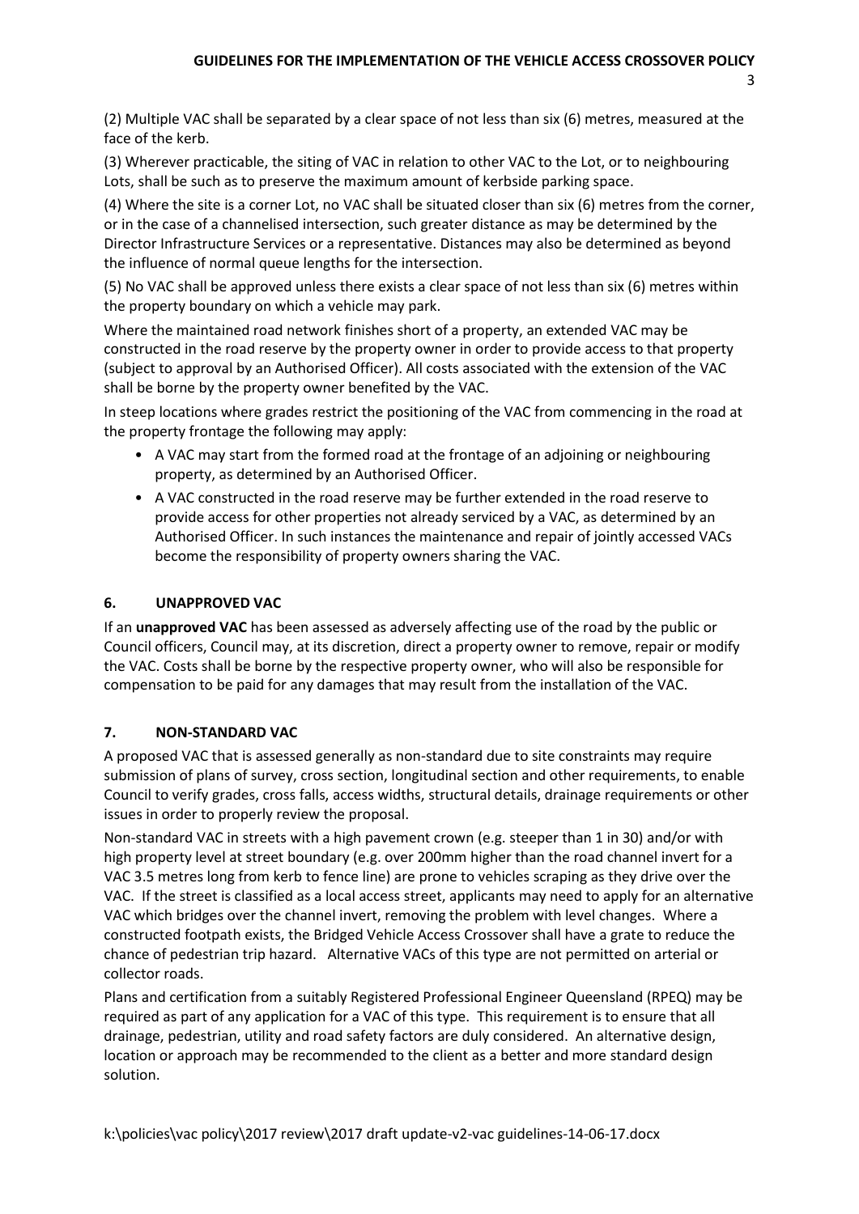(2) Multiple VAC shall be separated by a clear space of not less than six (6) metres, measured at the face of the kerb.

(3) Wherever practicable, the siting of VAC in relation to other VAC to the Lot, or to neighbouring Lots, shall be such as to preserve the maximum amount of kerbside parking space.

(4) Where the site is a corner Lot, no VAC shall be situated closer than six (6) metres from the corner, or in the case of a channelised intersection, such greater distance as may be determined by the Director Infrastructure Services or a representative. Distances may also be determined as beyond the influence of normal queue lengths for the intersection.

(5) No VAC shall be approved unless there exists a clear space of not less than six (6) metres within the property boundary on which a vehicle may park.

Where the maintained road network finishes short of a property, an extended VAC may be constructed in the road reserve by the property owner in order to provide access to that property (subject to approval by an Authorised Officer). All costs associated with the extension of the VAC shall be borne by the property owner benefited by the VAC.

In steep locations where grades restrict the positioning of the VAC from commencing in the road at the property frontage the following may apply:

- A VAC may start from the formed road at the frontage of an adjoining or neighbouring property, as determined by an Authorised Officer.
- A VAC constructed in the road reserve may be further extended in the road reserve to provide access for other properties not already serviced by a VAC, as determined by an Authorised Officer. In such instances the maintenance and repair of jointly accessed VACs become the responsibility of property owners sharing the VAC.

## 6. UNAPPROVED VAC

If an **unapproved VAC** has been assessed as adversely affecting use of the road by the public or Council officers, Council may, at its discretion, direct a property owner to remove, repair or modify the VAC. Costs shall be borne by the respective property owner, who will also be responsible for compensation to be paid for any damages that may result from the installation of the VAC.

## 7. NON-STANDARD VAC

A proposed VAC that is assessed generally as non-standard due to site constraints may require submission of plans of survey, cross section, longitudinal section and other requirements, to enable Council to verify grades, cross falls, access widths, structural details, drainage requirements or other issues in order to properly review the proposal.

Non-standard VAC in streets with a high pavement crown (e.g. steeper than 1 in 30) and/or with high property level at street boundary (e.g. over 200mm higher than the road channel invert for a VAC 3.5 metres long from kerb to fence line) are prone to vehicles scraping as they drive over the VAC. If the street is classified as a local access street, applicants may need to apply for an alternative VAC which bridges over the channel invert, removing the problem with level changes. Where a constructed footpath exists, the Bridged Vehicle Access Crossover shall have a grate to reduce the chance of pedestrian trip hazard. Alternative VACs of this type are not permitted on arterial or collector roads.

Plans and certification from a suitably Registered Professional Engineer Queensland (RPEQ) may be required as part of any application for a VAC of this type. This requirement is to ensure that all drainage, pedestrian, utility and road safety factors are duly considered. An alternative design, location or approach may be recommended to the client as a better and more standard design solution.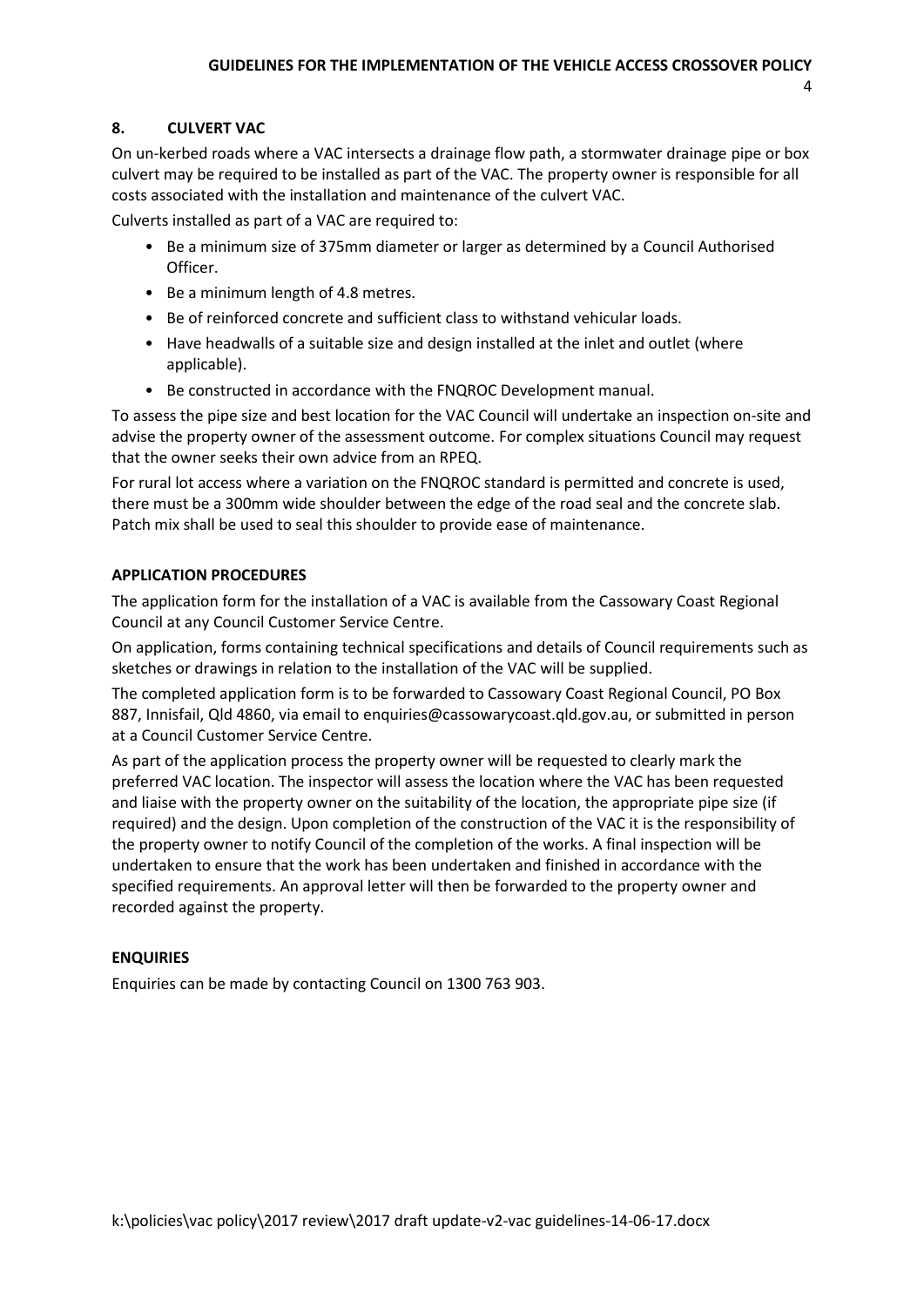## 8. CULVERT VAC

On un-kerbed roads where a VAC intersects a drainage flow path, a stormwater drainage pipe or box culvert may be required to be installed as part of the VAC. The property owner is responsible for all costs associated with the installation and maintenance of the culvert VAC.

Culverts installed as part of a VAC are required to:

- Be a minimum size of 375mm diameter or larger as determined by a Council Authorised Officer.
- Be a minimum length of 4.8 metres.
- Be of reinforced concrete and sufficient class to withstand vehicular loads.
- Have headwalls of a suitable size and design installed at the inlet and outlet (where applicable).
- Be constructed in accordance with the FNQROC Development manual.

To assess the pipe size and best location for the VAC Council will undertake an inspection on-site and advise the property owner of the assessment outcome. For complex situations Council may request that the owner seeks their own advice from an RPEQ.

For rural lot access where a variation on the FNQROC standard is permitted and concrete is used, there must be a 300mm wide shoulder between the edge of the road seal and the concrete slab. Patch mix shall be used to seal this shoulder to provide ease of maintenance.

## APPLICATION PROCEDURES

The application form for the installation of a VAC is available from the Cassowary Coast Regional Council at any Council Customer Service Centre.

On application, forms containing technical specifications and details of Council requirements such as sketches or drawings in relation to the installation of the VAC will be supplied.

The completed application form is to be forwarded to Cassowary Coast Regional Council, PO Box 887, Innisfail, Qld 4860, via email to enquiries@cassowarycoast.qld.gov.au, or submitted in person at a Council Customer Service Centre.

As part of the application process the property owner will be requested to clearly mark the preferred VAC location. The inspector will assess the location where the VAC has been requested and liaise with the property owner on the suitability of the location, the appropriate pipe size (if required) and the design. Upon completion of the construction of the VAC it is the responsibility of the property owner to notify Council of the completion of the works. A final inspection will be undertaken to ensure that the work has been undertaken and finished in accordance with the specified requirements. An approval letter will then be forwarded to the property owner and recorded against the property.

## ENQUIRIES

Enquiries can be made by contacting Council on 1300 763 903.